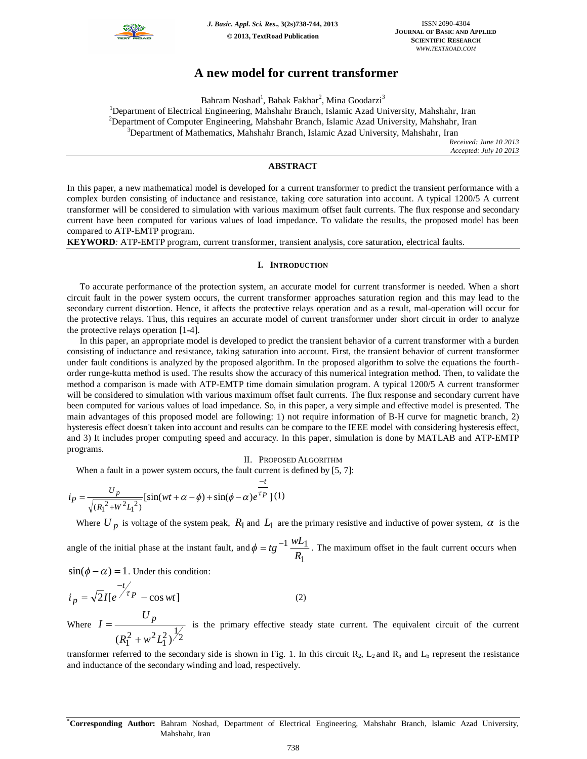# A new model for current transformer

Bahram Noshad[1], Babak Fakhar[2], Mina Goodarzi[3]

[1]Department of Electrical Engineering, Mahshahr Branch, Islamic Azad University, Mahshahr, Iran
[2]Department of Computer Engineering, Mahshahr Branch, Islamic Azad University, Mahshahr, Iran
[3]Department of Mathematics, Mahshahr Branch, Islamic Azad University, Mahshahr, Iran

*Received: June 10 2013*
*Accepted: July 10 2013*

## ABSTRACT

In this paper, a new mathematical model is developed for a current transformer to predict the transient performance with a complex burden consisting of inductance and resistance, taking core saturation into account. A typical 1200/5 A current transformer will be considered to simulation with various maximum offset fault currents. The flux response and secondary current have been computed for various values of load impedance. To validate the results, the proposed model has been compared to ATP-EMTP program.

**KEYWORD***:* ATP-EMTP program, current transformer, transient analysis, core saturation, electrical faults.

## I. INTRODUCTION

To accurate performance of the protection system, an accurate model for current transformer is needed. When a short circuit fault in the power system occurs, the current transformer approaches saturation region and this may lead to the secondary current distortion. Hence, it affects the protective relays operation and as a result, mal-operation will occur for the protective relays. Thus, this requires an accurate model of current transformer under short circuit in order to analyze the protective relays operation [1-4].

In this paper, an appropriate model is developed to predict the transient behavior of a current transformer with a burden consisting of inductance and resistance, taking saturation into account. First, the transient behavior of current transformer under fault conditions is analyzed by the proposed algorithm. In the proposed algorithm to solve the equations the fourth-order runge-kutta method is used. The results show the accuracy of this numerical integration method. Then, to validate the method a comparison is made with ATP-EMTP time domain simulation program. A typical 1200/5 A current transformer will be considered to simulation with various maximum offset fault currents. The flux response and secondary current have been computed for various values of load impedance. So, in this paper, a very simple and effective model is presented. The main advantages of this proposed model are following: 1) not require information of B-H curve for magnetic branch, 2) hysteresis effect doesn't taken into account and results can be compare to the IEEE model with considering hysteresis effect, and 3) It includes proper computing speed and accuracy. In this paper, simulation is done by MATLAB and ATP-EMTP programs.

## II. PROPOSED ALGORITHM

When a fault in a power system occurs, the fault current is defined by [5, 7]:

$$i_P = \frac{U_p}{\sqrt{(R_1{}^2 + W^2 L_1{}^2)}}[\sin(wt + \alpha - \phi) + \sin(\phi - \alpha)e^{\frac{-t}{\tau_P}}] \quad (1)$$

Where $U_p$ is voltage of the system peak, $R_1$ and $L_1$ are the primary resistive and inductive of power system, $\alpha$ is the angle of the initial phase at the instant fault, and $\phi = tg^{-1}\frac{wL_1}{R_1}$. The maximum offset in the fault current occurs when $\sin(\phi - \alpha) = 1$. Under this condition:

$$i_p = \sqrt{2}I[e^{-t/\tau_P} - \cos wt] \quad (2)$$

Where $I = \frac{U_p}{(R_1^2 + w^2 L_1^2)^{1/2}}$ is the primary effective steady state current. The equivalent circuit of the current transformer referred to the secondary side is shown in Fig. 1. In this circuit $R_2$, $L_2$ and $R_b$ and $L_b$ represent the resistance and inductance of the secondary winding and load, respectively.

**\*Corresponding Author:** Bahram Noshad, Department of Electrical Engineering, Mahshahr Branch, Islamic Azad University, Mahshahr, Iran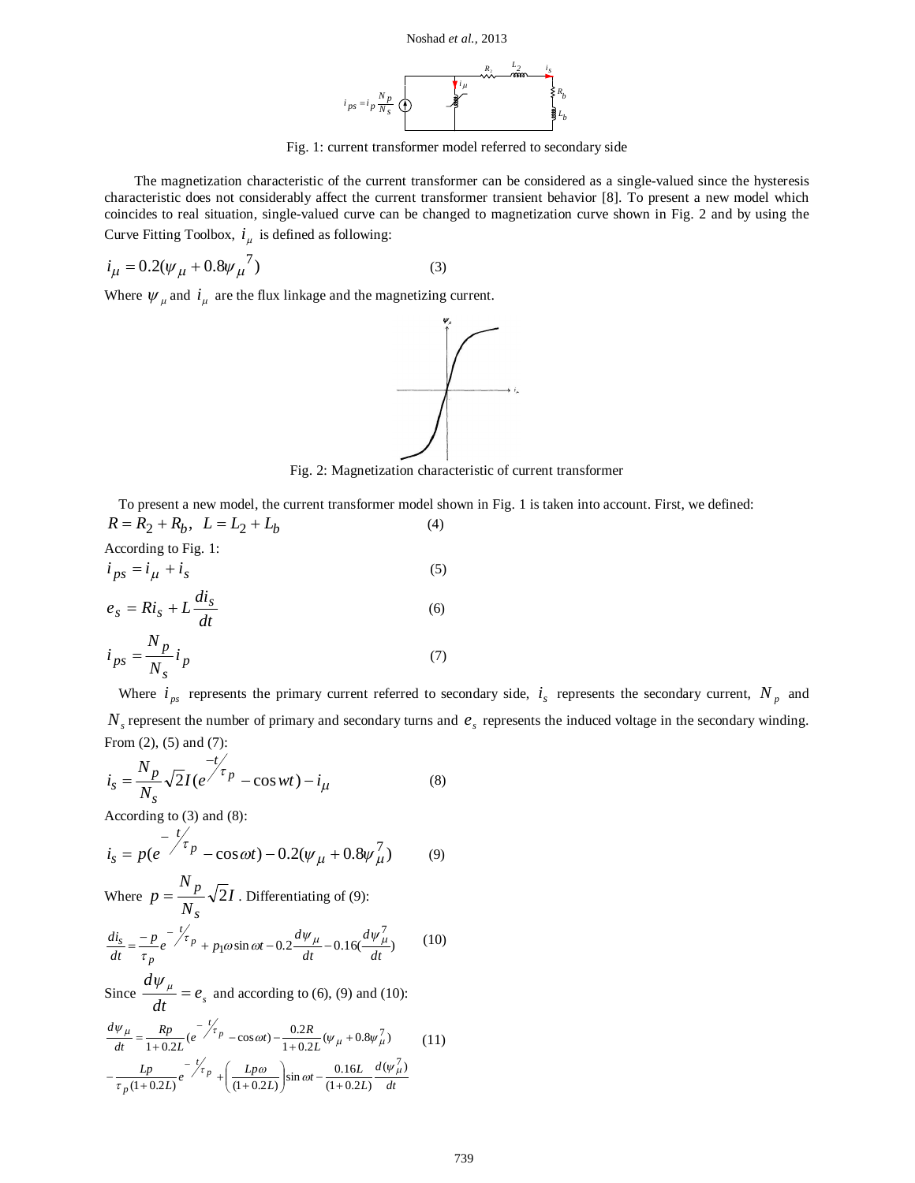Fig. 1: current transformer model referred to secondary side

The magnetization characteristic of the current transformer can be considered as a single-valued since the hysteresis characteristic does not considerably affect the current transformer transient behavior [8]. To present a new model which coincides to real situation, single-valued curve can be changed to magnetization curve shown in Fig. 2 and by using the Curve Fitting Toolbox, $i_\mu$ is defined as following:

$$i_\mu = 0.2(\psi_\mu + 0.8\psi_\mu{}^7) \quad (3)$$

Where $\psi_\mu$ and $i_\mu$ are the flux linkage and the magnetizing current.

Fig. 2: Magnetization characteristic of current transformer

To present a new model, the current transformer model shown in Fig. 1 is taken into account. First, we defined:

$$R = R_2 + R_b, \quad L = L_2 + L_b \quad (4)$$

According to Fig. 1:

$$i_{ps} = i_\mu + i_s \quad (5)$$

$$e_s = Ri_s + L\frac{di_s}{dt} \quad (6)$$

$$i_{ps} = \frac{N_p}{N_s} i_p \quad (7)$$

Where $i_{ps}$ represents the primary current referred to secondary side, $i_s$ represents the secondary current, $N_p$ and $N_s$ represent the number of primary and secondary turns and $e_s$ represents the induced voltage in the secondary winding. From (2), (5) and (7):

$$i_s = \frac{N_p}{N_s}\sqrt{2}I(e^{-t/\tau_p} - \cos wt) - i_\mu \quad (8)$$

According to (3) and (8):

$$i_s = p(e^{-t/\tau_p} - \cos\omega t) - 0.2(\psi_\mu + 0.8\psi_\mu^7) \quad (9)$$

Where $p = \frac{N_p}{N_s}\sqrt{2}I$. Differentiating of (9):

$$\frac{di_s}{dt} = \frac{-p}{\tau_p}e^{-t/\tau_p} + p_1\omega\sin\omega t - 0.2\frac{d\psi_\mu}{dt} - 0.16(\frac{d\psi_\mu^7}{dt}) \quad (10)$$

Since $\frac{d\psi_\mu}{dt} = e_s$ and according to (6), (9) and (10):

$$\frac{d\psi_\mu}{dt} = \frac{Rp}{1+0.2L}(e^{-t/\tau_p} - \cos\omega t) - \frac{0.2R}{1+0.2L}(\psi_\mu + 0.8\psi_\mu^7) - \frac{Lp}{\tau_p(1+0.2L)}e^{-t/\tau_p} + \left(\frac{Lp\omega}{(1+0.2L)}\right)\sin\omega t - \frac{0.16L}{(1+0.2L)}\frac{d(\psi_\mu^7)}{dt} \quad (11)$$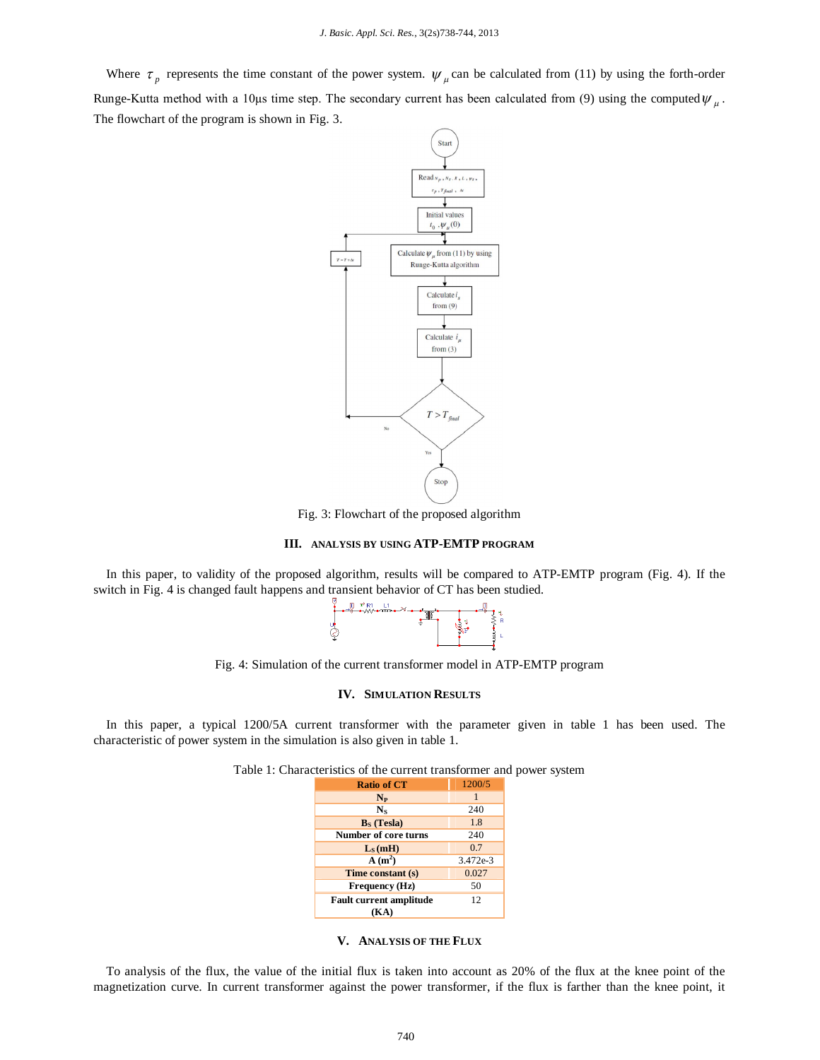Where $\tau_p$ represents the time constant of the power system. $\psi_\mu$ can be calculated from (11) by using the forth-order Runge-Kutta method with a 10μs time step. The secondary current has been calculated from (9) using the computed $\psi_\mu$. The flowchart of the program is shown in Fig. 3.

Fig. 3: Flowchart of the proposed algorithm

## III. ANALYSIS BY USING ATP-EMTP PROGRAM

In this paper, to validity of the proposed algorithm, results will be compared to ATP-EMTP program (Fig. 4). If the switch in Fig. 4 is changed fault happens and transient behavior of CT has been studied.

Fig. 4: Simulation of the current transformer model in ATP-EMTP program

## IV. SIMULATION RESULTS

In this paper, a typical 1200/5A current transformer with the parameter given in table 1 has been used. The characteristic of power system in the simulation is also given in table 1.

Table 1: Characteristics of the current transformer and power system

| Ratio of CT | 1200/5 |
|---|---|
| $N_P$ | 1 |
| $N_S$ | 240 |
| $B_S$ (Tesla) | 1.8 |
| Number of core turns | 240 |
| $L_S$ (mH) | 0.7 |
| A ($m^2$) | 3.472e-3 |
| Time constant (s) | 0.027 |
| Frequency (Hz) | 50 |
| Fault current amplitude (KA) | 12 |

## V. ANALYSIS OF THE FLUX

To analysis of the flux, the value of the initial flux is taken into account as 20% of the flux at the knee point of the magnetization curve. In current transformer against the power transformer, if the flux is farther than the knee point, it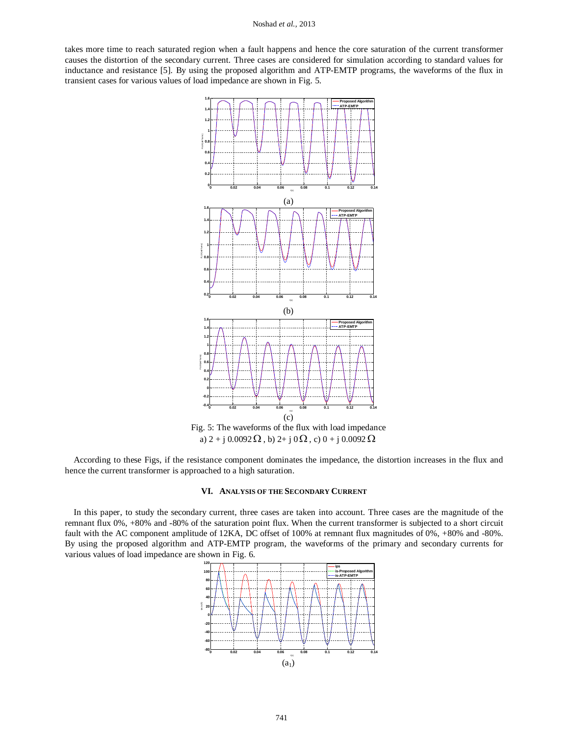takes more time to reach saturated region when a fault happens and hence the core saturation of the current transformer causes the distortion of the secondary current. Three cases are considered for simulation according to standard values for inductance and resistance [5]. By using the proposed algorithm and ATP-EMTP programs, the waveforms of the flux in transient cases for various values of load impedance are shown in Fig. 5.

(a)

(b)

(c)

Fig. 5: The waveforms of the flux with load impedance a) 2 + j 0.0092 $\Omega$, b) 2+ j 0 $\Omega$, c) 0 + j 0.0092 $\Omega$

According to these Figs, if the resistance component dominates the impedance, the distortion increases in the flux and hence the current transformer is approached to a high saturation.

## VI. Analysis of the Secondary Current

In this paper, to study the secondary current, three cases are taken into account. Three cases are the magnitude of the remnant flux 0%, +80% and -80% of the saturation point flux. When the current transformer is subjected to a short circuit fault with the AC component amplitude of 12KA, DC offset of 100% at remnant flux magnitudes of 0%, +80% and -80%. By using the proposed algorithm and ATP-EMTP program, the waveforms of the primary and secondary currents for various values of load impedance are shown in Fig. 6.

($a_1$)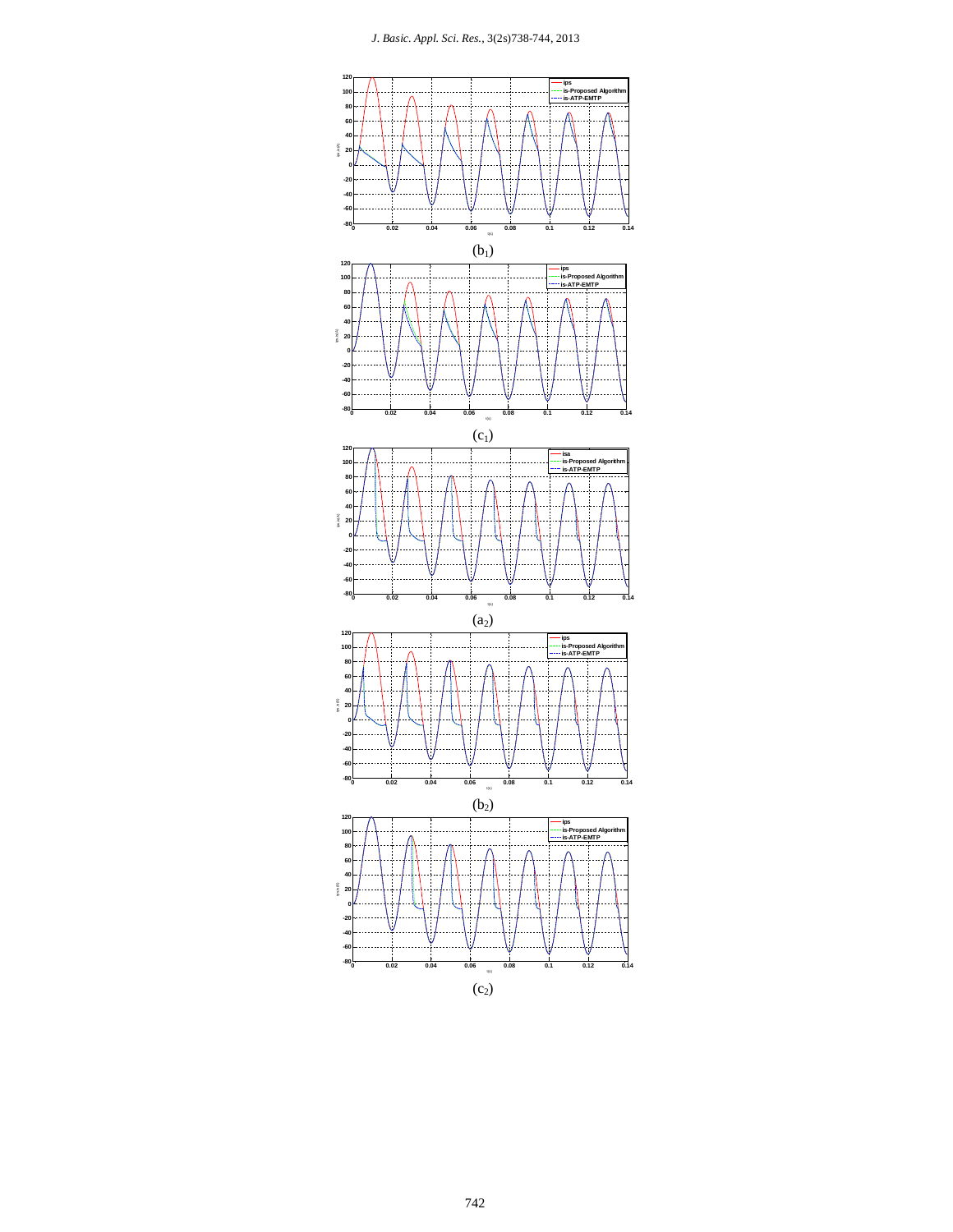$(b_1)$

$(c_1)$

$(a_2)$

$(b_2)$

$(c_2)$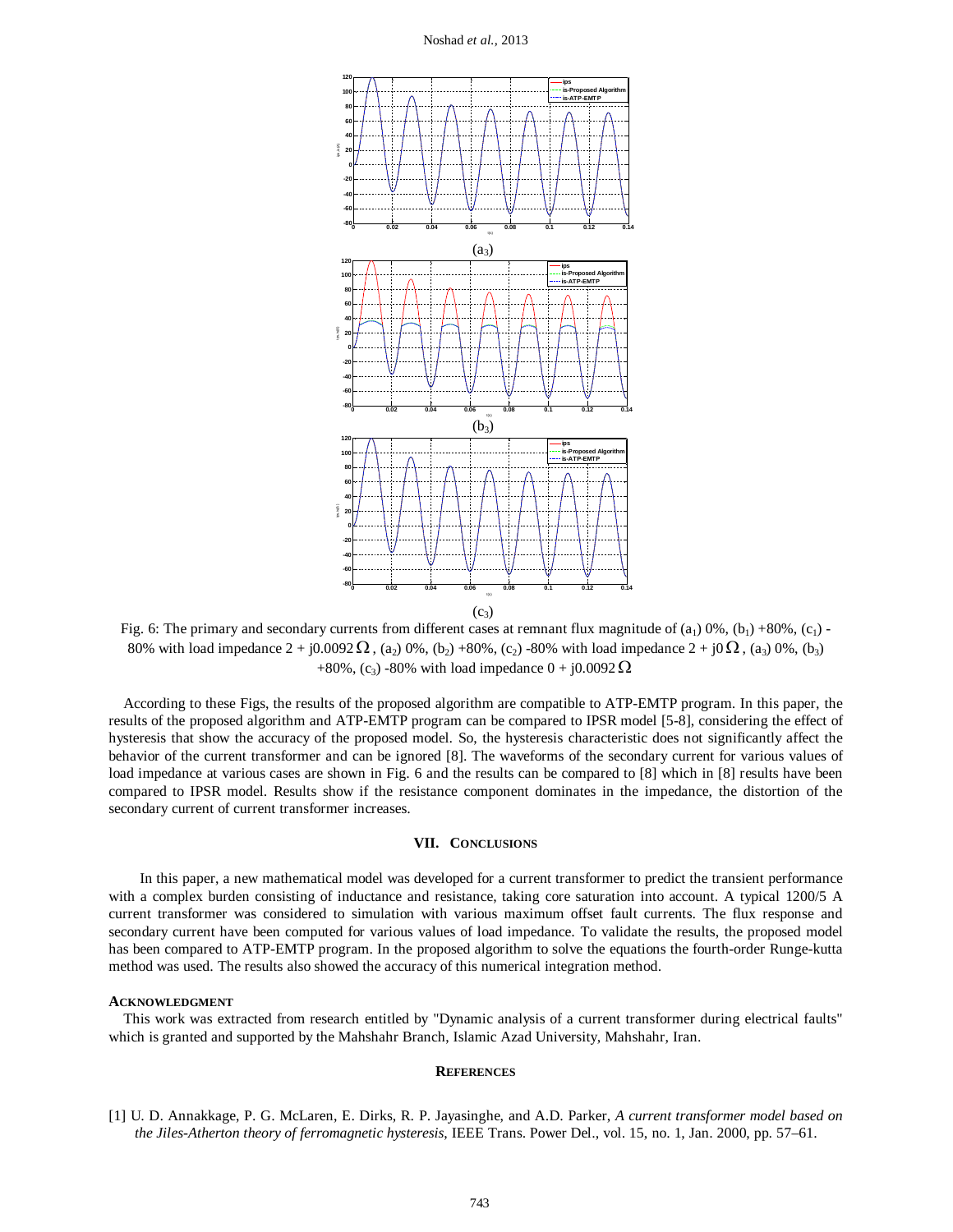(a3)

(b3)

(c3)

Fig. 6: The primary and secondary currents from different cases at remnant flux magnitude of ($a_1$) 0%, ($b_1$) +80%, ($c_1$) -80% with load impedance 2 + j0.0092 Ω, ($a_2$) 0%, ($b_2$) +80%, ($c_2$) -80% with load impedance 2 + j0 Ω, ($a_3$) 0%, ($b_3$) +80%, ($c_3$) -80% with load impedance 0 + j0.0092 Ω

According to these Figs, the results of the proposed algorithm are compatible to ATP-EMTP program. In this paper, the results of the proposed algorithm and ATP-EMTP program can be compared to IPSR model [5-8], considering the effect of hysteresis that show the accuracy of the proposed model. So, the hysteresis characteristic does not significantly affect the behavior of the current transformer and can be ignored [8]. The waveforms of the secondary current for various values of load impedance at various cases are shown in Fig. 6 and the results can be compared to [8] which in [8] results have been compared to IPSR model. Results show if the resistance component dominates in the impedance, the distortion of the secondary current of current transformer increases.

## VII. Conclusions

In this paper, a new mathematical model was developed for a current transformer to predict the transient performance with a complex burden consisting of inductance and resistance, taking core saturation into account. A typical 1200/5 A current transformer was considered to simulation with various maximum offset fault currents. The flux response and secondary current have been computed for various values of load impedance. To validate the results, the proposed model has been compared to ATP-EMTP program. In the proposed algorithm to solve the equations the fourth-order Runge-kutta method was used. The results also showed the accuracy of this numerical integration method.

## Acknowledgment

This work was extracted from research entitled by "Dynamic analysis of a current transformer during electrical faults" which is granted and supported by the Mahshahr Branch, Islamic Azad University, Mahshahr, Iran.

## References

[1] U. D. Annakkage, P. G. McLaren, E. Dirks, R. P. Jayasinghe, and A.D. Parker, *A current transformer model based on the Jiles-Atherton theory of ferromagnetic hysteresis*, IEEE Trans. Power Del., vol. 15, no. 1, Jan. 2000, pp. 57–61.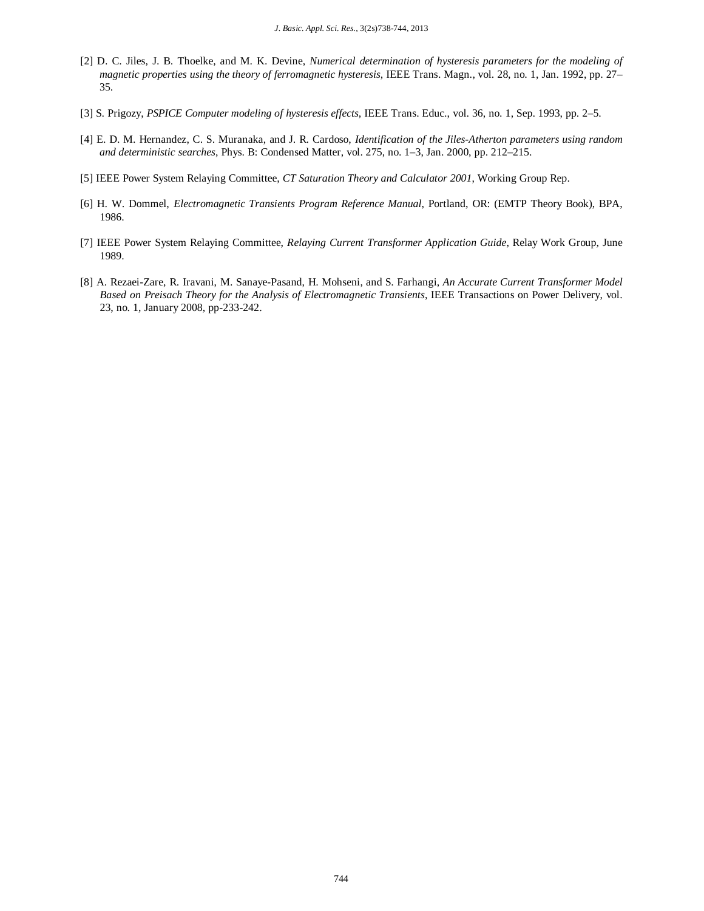[2] D. C. Jiles, J. B. Thoelke, and M. K. Devine, *Numerical determination of hysteresis parameters for the modeling of magnetic properties using the theory of ferromagnetic hysteresis*, IEEE Trans. Magn., vol. 28, no. 1, Jan. 1992, pp. 27–35.

[3] S. Prigozy, *PSPICE Computer modeling of hysteresis effects*, IEEE Trans. Educ., vol. 36, no. 1, Sep. 1993, pp. 2–5.

[4] E. D. M. Hernandez, C. S. Muranaka, and J. R. Cardoso, *Identification of the Jiles-Atherton parameters using random and deterministic searches*, Phys. B: Condensed Matter, vol. 275, no. 1–3, Jan. 2000, pp. 212–215.

[5] IEEE Power System Relaying Committee, *CT Saturation Theory and Calculator 2001*, Working Group Rep.

[6] H. W. Dommel, *Electromagnetic Transients Program Reference Manual*, Portland, OR: (EMTP Theory Book), BPA, 1986.

[7] IEEE Power System Relaying Committee, *Relaying Current Transformer Application Guide*, Relay Work Group, June 1989.

[8] A. Rezaei-Zare, R. Iravani, M. Sanaye-Pasand, H. Mohseni, and S. Farhangi, *An Accurate Current Transformer Model Based on Preisach Theory for the Analysis of Electromagnetic Transients*, IEEE Transactions on Power Delivery, vol. 23, no. 1, January 2008, pp-233-242.